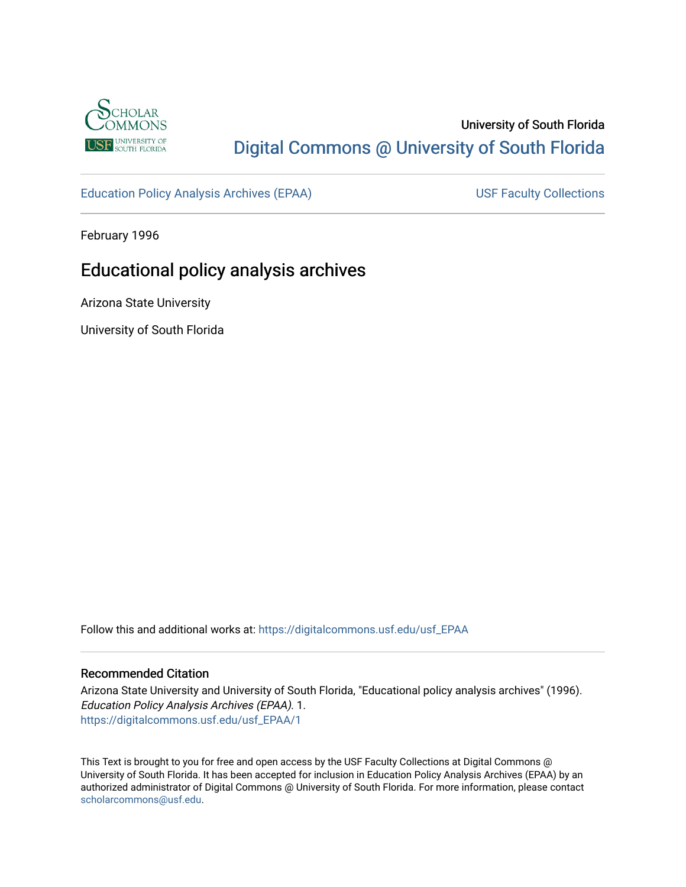University of South Florida

Digital Commons @ University of South Florida

Education Policy Analysis Archives (EPAA)

USF Faculty Collections

February 1996

# Educational policy analysis archives

Arizona State University

University of South Florida

Follow this and additional works at: https://digitalcommons.usf.edu/usf_EPAA

## Recommended Citation

Arizona State University and University of South Florida, "Educational policy analysis archives" (1996). *Education Policy Analysis Archives (EPAA)*. 1.
https://digitalcommons.usf.edu/usf_EPAA/1

This Text is brought to you for free and open access by the USF Faculty Collections at Digital Commons @ University of South Florida. It has been accepted for inclusion in Education Policy Analysis Archives (EPAA) by an authorized administrator of Digital Commons @ University of South Florida. For more information, please contact scholarcommons@usf.edu.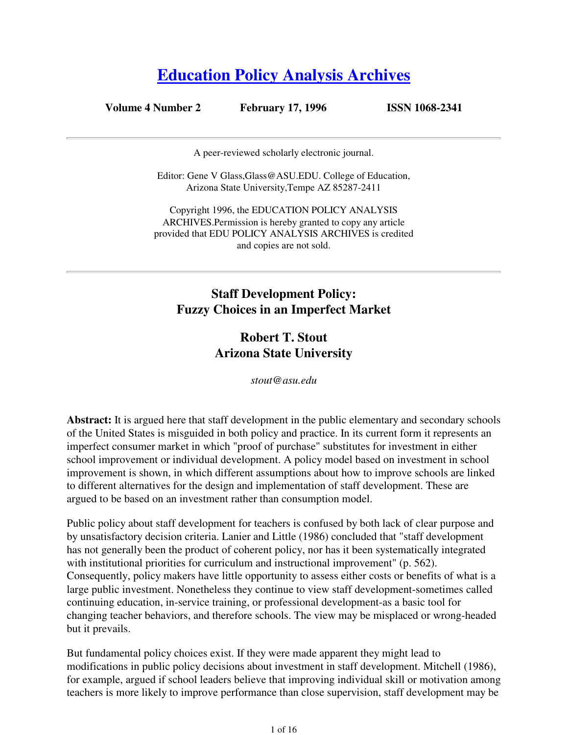# [Education Policy Analysis Archives](#)

**Volume 4 Number 2 February 17, 1996 ISSN 1068-2341**

---

A peer-reviewed scholarly electronic journal.

Editor: Gene V Glass,Glass@ASU.EDU. College of Education, Arizona State University,Tempe AZ 85287-2411

Copyright 1996, the EDUCATION POLICY ANALYSIS ARCHIVES.Permission is hereby granted to copy any article provided that EDU POLICY ANALYSIS ARCHIVES is credited and copies are not sold.

---

## Staff Development Policy: Fuzzy Choices in an Imperfect Market

### Robert T. Stout
### Arizona State University

*stout@asu.edu*

**Abstract:** It is argued here that staff development in the public elementary and secondary schools of the United States is misguided in both policy and practice. In its current form it represents an imperfect consumer market in which "proof of purchase" substitutes for investment in either school improvement or individual development. A policy model based on investment in school improvement is shown, in which different assumptions about how to improve schools are linked to different alternatives for the design and implementation of staff development. These are argued to be based on an investment rather than consumption model.

Public policy about staff development for teachers is confused by both lack of clear purpose and by unsatisfactory decision criteria. Lanier and Little (1986) concluded that "staff development has not generally been the product of coherent policy, nor has it been systematically integrated with institutional priorities for curriculum and instructional improvement" (p. 562). Consequently, policy makers have little opportunity to assess either costs or benefits of what is a large public investment. Nonetheless they continue to view staff development-sometimes called continuing education, in-service training, or professional development-as a basic tool for changing teacher behaviors, and therefore schools. The view may be misplaced or wrong-headed but it prevails.

But fundamental policy choices exist. If they were made apparent they might lead to modifications in public policy decisions about investment in staff development. Mitchell (1986), for example, argued if school leaders believe that improving individual skill or motivation among teachers is more likely to improve performance than close supervision, staff development may be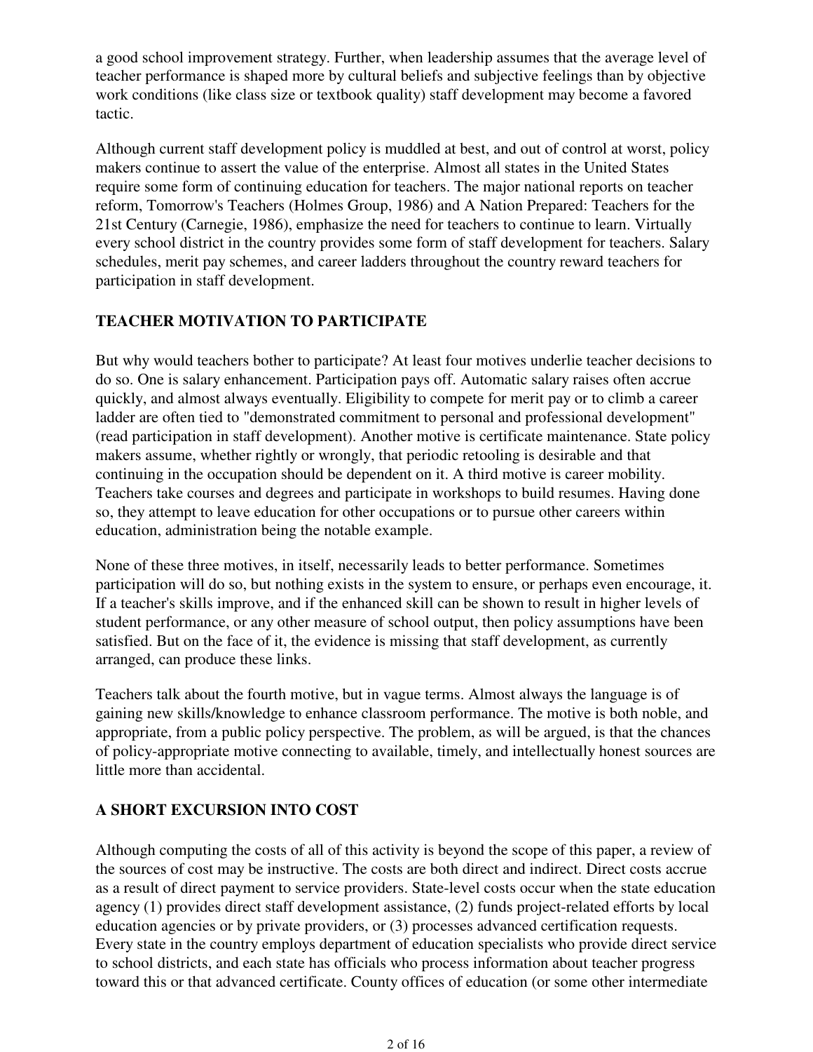a good school improvement strategy. Further, when leadership assumes that the average level of teacher performance is shaped more by cultural beliefs and subjective feelings than by objective work conditions (like class size or textbook quality) staff development may become a favored tactic.

Although current staff development policy is muddled at best, and out of control at worst, policy makers continue to assert the value of the enterprise. Almost all states in the United States require some form of continuing education for teachers. The major national reports on teacher reform, Tomorrow's Teachers (Holmes Group, 1986) and A Nation Prepared: Teachers for the 21st Century (Carnegie, 1986), emphasize the need for teachers to continue to learn. Virtually every school district in the country provides some form of staff development for teachers. Salary schedules, merit pay schemes, and career ladders throughout the country reward teachers for participation in staff development.

## TEACHER MOTIVATION TO PARTICIPATE

But why would teachers bother to participate? At least four motives underlie teacher decisions to do so. One is salary enhancement. Participation pays off. Automatic salary raises often accrue quickly, and almost always eventually. Eligibility to compete for merit pay or to climb a career ladder are often tied to "demonstrated commitment to personal and professional development" (read participation in staff development). Another motive is certificate maintenance. State policy makers assume, whether rightly or wrongly, that periodic retooling is desirable and that continuing in the occupation should be dependent on it. A third motive is career mobility. Teachers take courses and degrees and participate in workshops to build resumes. Having done so, they attempt to leave education for other occupations or to pursue other careers within education, administration being the notable example.

None of these three motives, in itself, necessarily leads to better performance. Sometimes participation will do so, but nothing exists in the system to ensure, or perhaps even encourage, it. If a teacher's skills improve, and if the enhanced skill can be shown to result in higher levels of student performance, or any other measure of school output, then policy assumptions have been satisfied. But on the face of it, the evidence is missing that staff development, as currently arranged, can produce these links.

Teachers talk about the fourth motive, but in vague terms. Almost always the language is of gaining new skills/knowledge to enhance classroom performance. The motive is both noble, and appropriate, from a public policy perspective. The problem, as will be argued, is that the chances of policy-appropriate motive connecting to available, timely, and intellectually honest sources are little more than accidental.

## A SHORT EXCURSION INTO COST

Although computing the costs of all of this activity is beyond the scope of this paper, a review of the sources of cost may be instructive. The costs are both direct and indirect. Direct costs accrue as a result of direct payment to service providers. State-level costs occur when the state education agency (1) provides direct staff development assistance, (2) funds project-related efforts by local education agencies or by private providers, or (3) processes advanced certification requests. Every state in the country employs department of education specialists who provide direct service to school districts, and each state has officials who process information about teacher progress toward this or that advanced certificate. County offices of education (or some other intermediate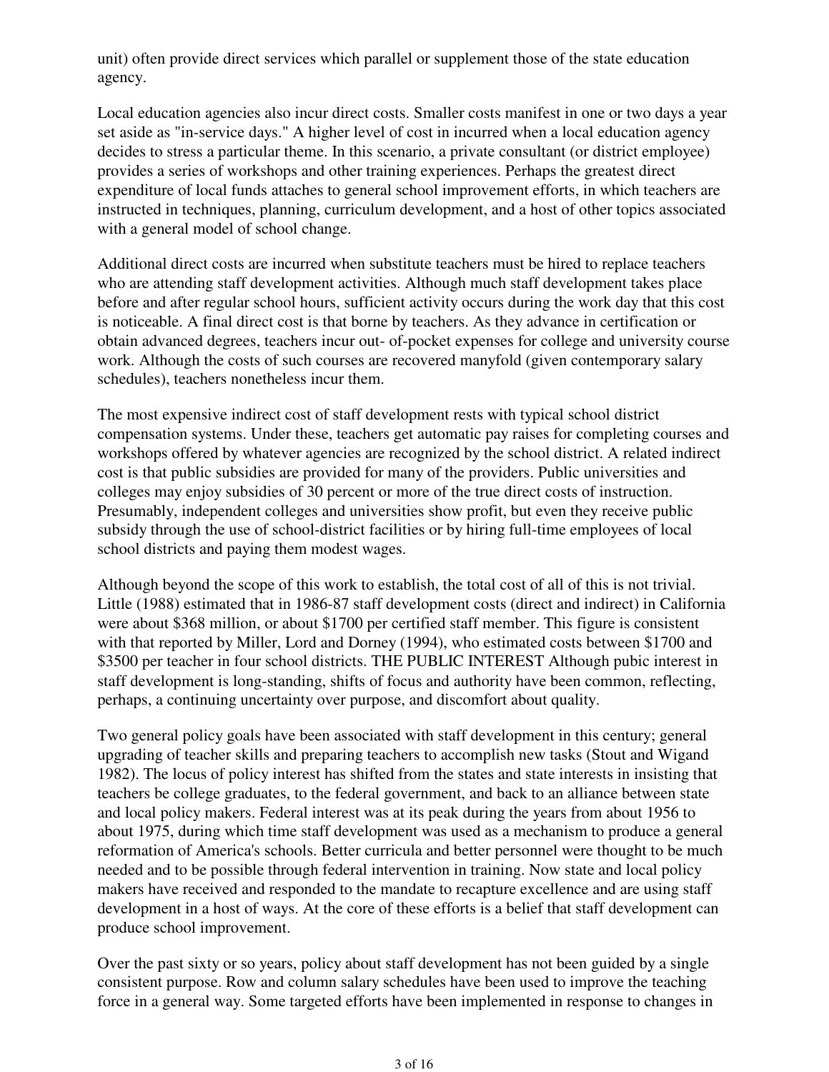unit) often provide direct services which parallel or supplement those of the state education agency.

Local education agencies also incur direct costs. Smaller costs manifest in one or two days a year set aside as "in-service days." A higher level of cost in incurred when a local education agency decides to stress a particular theme. In this scenario, a private consultant (or district employee) provides a series of workshops and other training experiences. Perhaps the greatest direct expenditure of local funds attaches to general school improvement efforts, in which teachers are instructed in techniques, planning, curriculum development, and a host of other topics associated with a general model of school change.

Additional direct costs are incurred when substitute teachers must be hired to replace teachers who are attending staff development activities. Although much staff development takes place before and after regular school hours, sufficient activity occurs during the work day that this cost is noticeable. A final direct cost is that borne by teachers. As they advance in certification or obtain advanced degrees, teachers incur out- of-pocket expenses for college and university course work. Although the costs of such courses are recovered manyfold (given contemporary salary schedules), teachers nonetheless incur them.

The most expensive indirect cost of staff development rests with typical school district compensation systems. Under these, teachers get automatic pay raises for completing courses and workshops offered by whatever agencies are recognized by the school district. A related indirect cost is that public subsidies are provided for many of the providers. Public universities and colleges may enjoy subsidies of 30 percent or more of the true direct costs of instruction. Presumably, independent colleges and universities show profit, but even they receive public subsidy through the use of school-district facilities or by hiring full-time employees of local school districts and paying them modest wages.

Although beyond the scope of this work to establish, the total cost of all of this is not trivial. Little (1988) estimated that in 1986-87 staff development costs (direct and indirect) in California were about $368 million, or about $1700 per certified staff member. This figure is consistent with that reported by Miller, Lord and Dorney (1994), who estimated costs between $1700 and $3500 per teacher in four school districts.

## THE PUBLIC INTEREST

Although pubic interest in staff development is long-standing, shifts of focus and authority have been common, reflecting, perhaps, a continuing uncertainty over purpose, and discomfort about quality.

Two general policy goals have been associated with staff development in this century; general upgrading of teacher skills and preparing teachers to accomplish new tasks (Stout and Wigand 1982). The locus of policy interest has shifted from the states and state interests in insisting that teachers be college graduates, to the federal government, and back to an alliance between state and local policy makers. Federal interest was at its peak during the years from about 1956 to about 1975, during which time staff development was used as a mechanism to produce a general reformation of America's schools. Better curricula and better personnel were thought to be much needed and to be possible through federal intervention in training. Now state and local policy makers have received and responded to the mandate to recapture excellence and are using staff development in a host of ways. At the core of these efforts is a belief that staff development can produce school improvement.

Over the past sixty or so years, policy about staff development has not been guided by a single consistent purpose. Row and column salary schedules have been used to improve the teaching force in a general way. Some targeted efforts have been implemented in response to changes in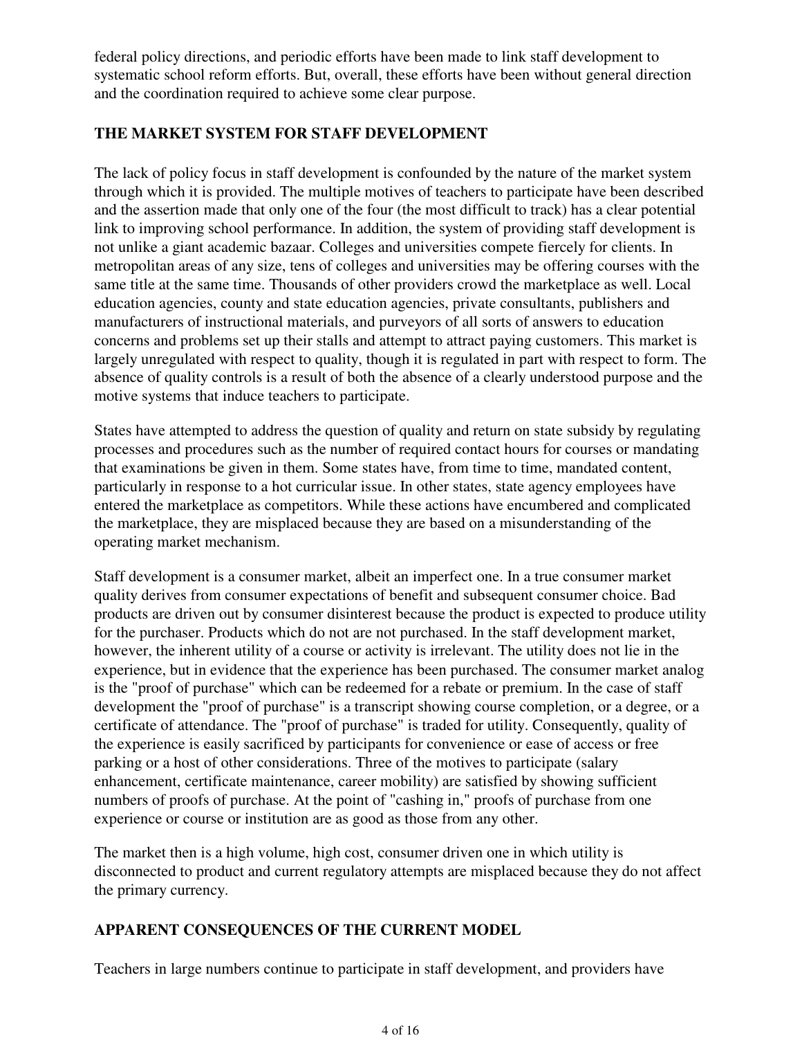federal policy directions, and periodic efforts have been made to link staff development to systematic school reform efforts. But, overall, these efforts have been without general direction and the coordination required to achieve some clear purpose.

## THE MARKET SYSTEM FOR STAFF DEVELOPMENT

The lack of policy focus in staff development is confounded by the nature of the market system through which it is provided. The multiple motives of teachers to participate have been described and the assertion made that only one of the four (the most difficult to track) has a clear potential link to improving school performance. In addition, the system of providing staff development is not unlike a giant academic bazaar. Colleges and universities compete fiercely for clients. In metropolitan areas of any size, tens of colleges and universities may be offering courses with the same title at the same time. Thousands of other providers crowd the marketplace as well. Local education agencies, county and state education agencies, private consultants, publishers and manufacturers of instructional materials, and purveyors of all sorts of answers to education concerns and problems set up their stalls and attempt to attract paying customers. This market is largely unregulated with respect to quality, though it is regulated in part with respect to form. The absence of quality controls is a result of both the absence of a clearly understood purpose and the motive systems that induce teachers to participate.

States have attempted to address the question of quality and return on state subsidy by regulating processes and procedures such as the number of required contact hours for courses or mandating that examinations be given in them. Some states have, from time to time, mandated content, particularly in response to a hot curricular issue. In other states, state agency employees have entered the marketplace as competitors. While these actions have encumbered and complicated the marketplace, they are misplaced because they are based on a misunderstanding of the operating market mechanism.

Staff development is a consumer market, albeit an imperfect one. In a true consumer market quality derives from consumer expectations of benefit and subsequent consumer choice. Bad products are driven out by consumer disinterest because the product is expected to produce utility for the purchaser. Products which do not are not purchased. In the staff development market, however, the inherent utility of a course or activity is irrelevant. The utility does not lie in the experience, but in evidence that the experience has been purchased. The consumer market analog is the "proof of purchase" which can be redeemed for a rebate or premium. In the case of staff development the "proof of purchase" is a transcript showing course completion, or a degree, or a certificate of attendance. The "proof of purchase" is traded for utility. Consequently, quality of the experience is easily sacrificed by participants for convenience or ease of access or free parking or a host of other considerations. Three of the motives to participate (salary enhancement, certificate maintenance, career mobility) are satisfied by showing sufficient numbers of proofs of purchase. At the point of "cashing in," proofs of purchase from one experience or course or institution are as good as those from any other.

The market then is a high volume, high cost, consumer driven one in which utility is disconnected to product and current regulatory attempts are misplaced because they do not affect the primary currency.

## APPARENT CONSEQUENCES OF THE CURRENT MODEL

Teachers in large numbers continue to participate in staff development, and providers have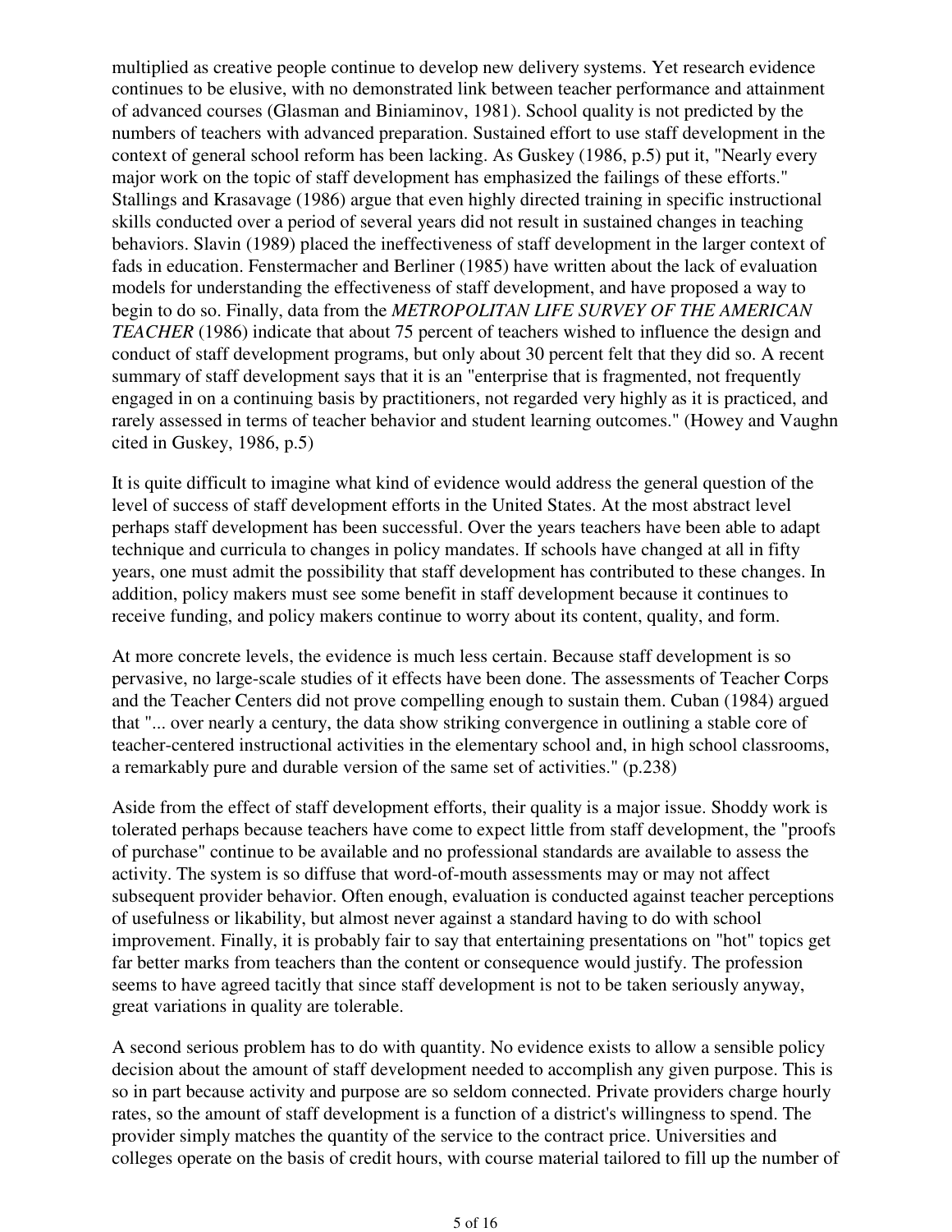multiplied as creative people continue to develop new delivery systems. Yet research evidence continues to be elusive, with no demonstrated link between teacher performance and attainment of advanced courses (Glasman and Biniaminov, 1981). School quality is not predicted by the numbers of teachers with advanced preparation. Sustained effort to use staff development in the context of general school reform has been lacking. As Guskey (1986, p.5) put it, "Nearly every major work on the topic of staff development has emphasized the failings of these efforts." Stallings and Krasavage (1986) argue that even highly directed training in specific instructional skills conducted over a period of several years did not result in sustained changes in teaching behaviors. Slavin (1989) placed the ineffectiveness of staff development in the larger context of fads in education. Fenstermacher and Berliner (1985) have written about the lack of evaluation models for understanding the effectiveness of staff development, and have proposed a way to begin to do so. Finally, data from the *METROPOLITAN LIFE SURVEY OF THE AMERICAN TEACHER* (1986) indicate that about 75 percent of teachers wished to influence the design and conduct of staff development programs, but only about 30 percent felt that they did so. A recent summary of staff development says that it is an "enterprise that is fragmented, not frequently engaged in on a continuing basis by practitioners, not regarded very highly as it is practiced, and rarely assessed in terms of teacher behavior and student learning outcomes." (Howey and Vaughn cited in Guskey, 1986, p.5)

It is quite difficult to imagine what kind of evidence would address the general question of the level of success of staff development efforts in the United States. At the most abstract level perhaps staff development has been successful. Over the years teachers have been able to adapt technique and curricula to changes in policy mandates. If schools have changed at all in fifty years, one must admit the possibility that staff development has contributed to these changes. In addition, policy makers must see some benefit in staff development because it continues to receive funding, and policy makers continue to worry about its content, quality, and form.

At more concrete levels, the evidence is much less certain. Because staff development is so pervasive, no large-scale studies of it effects have been done. The assessments of Teacher Corps and the Teacher Centers did not prove compelling enough to sustain them. Cuban (1984) argued that "... over nearly a century, the data show striking convergence in outlining a stable core of teacher-centered instructional activities in the elementary school and, in high school classrooms, a remarkably pure and durable version of the same set of activities." (p.238)

Aside from the effect of staff development efforts, their quality is a major issue. Shoddy work is tolerated perhaps because teachers have come to expect little from staff development, the "proofs of purchase" continue to be available and no professional standards are available to assess the activity. The system is so diffuse that word-of-mouth assessments may or may not affect subsequent provider behavior. Often enough, evaluation is conducted against teacher perceptions of usefulness or likability, but almost never against a standard having to do with school improvement. Finally, it is probably fair to say that entertaining presentations on "hot" topics get far better marks from teachers than the content or consequence would justify. The profession seems to have agreed tacitly that since staff development is not to be taken seriously anyway, great variations in quality are tolerable.

A second serious problem has to do with quantity. No evidence exists to allow a sensible policy decision about the amount of staff development needed to accomplish any given purpose. This is so in part because activity and purpose are so seldom connected. Private providers charge hourly rates, so the amount of staff development is a function of a district's willingness to spend. The provider simply matches the quantity of the service to the contract price. Universities and colleges operate on the basis of credit hours, with course material tailored to fill up the number of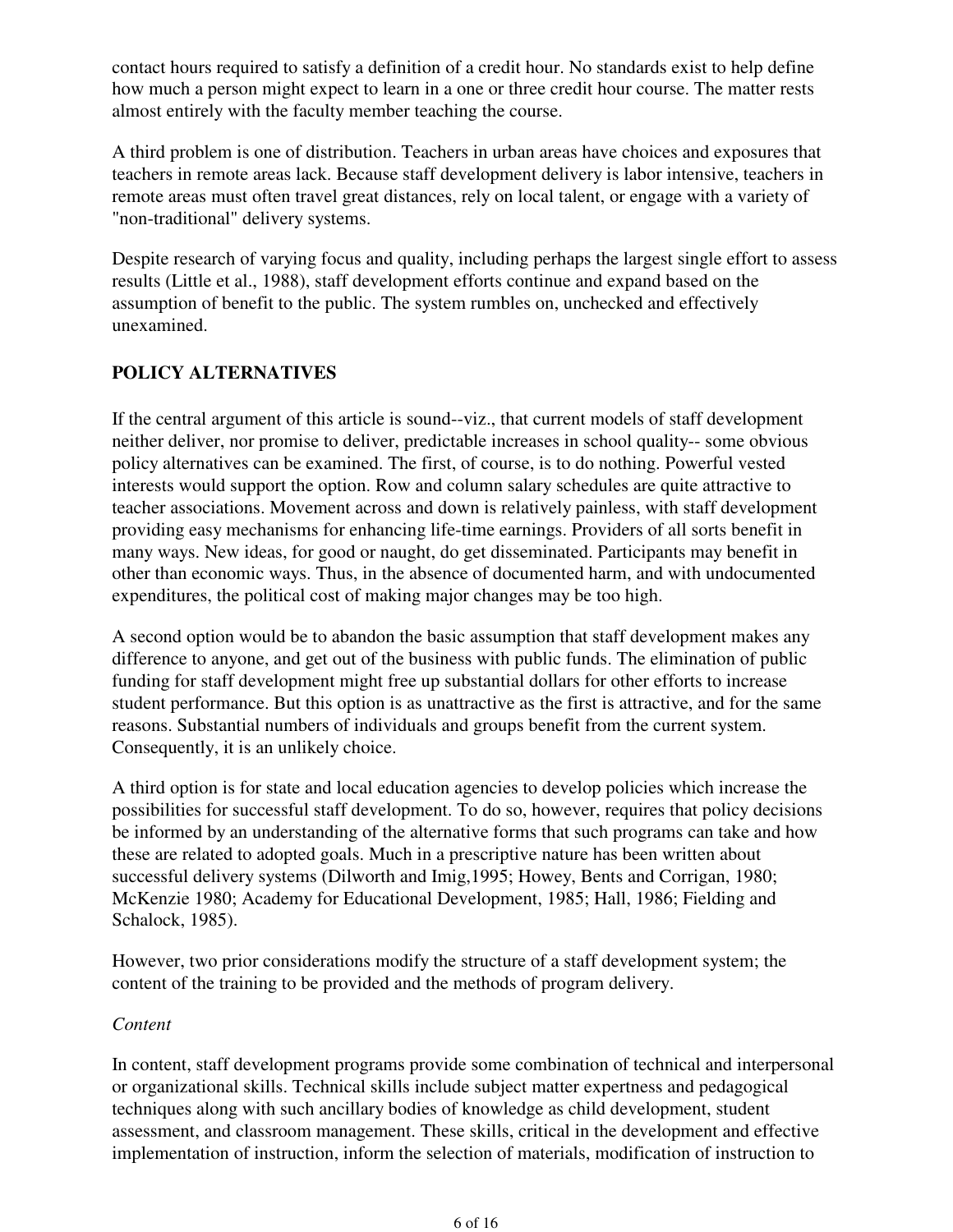contact hours required to satisfy a definition of a credit hour. No standards exist to help define how much a person might expect to learn in a one or three credit hour course. The matter rests almost entirely with the faculty member teaching the course.

A third problem is one of distribution. Teachers in urban areas have choices and exposures that teachers in remote areas lack. Because staff development delivery is labor intensive, teachers in remote areas must often travel great distances, rely on local talent, or engage with a variety of "non-traditional" delivery systems.

Despite research of varying focus and quality, including perhaps the largest single effort to assess results (Little et al., 1988), staff development efforts continue and expand based on the assumption of benefit to the public. The system rumbles on, unchecked and effectively unexamined.

## POLICY ALTERNATIVES

If the central argument of this article is sound--viz., that current models of staff development neither deliver, nor promise to deliver, predictable increases in school quality-- some obvious policy alternatives can be examined. The first, of course, is to do nothing. Powerful vested interests would support the option. Row and column salary schedules are quite attractive to teacher associations. Movement across and down is relatively painless, with staff development providing easy mechanisms for enhancing life-time earnings. Providers of all sorts benefit in many ways. New ideas, for good or naught, do get disseminated. Participants may benefit in other than economic ways. Thus, in the absence of documented harm, and with undocumented expenditures, the political cost of making major changes may be too high.

A second option would be to abandon the basic assumption that staff development makes any difference to anyone, and get out of the business with public funds. The elimination of public funding for staff development might free up substantial dollars for other efforts to increase student performance. But this option is as unattractive as the first is attractive, and for the same reasons. Substantial numbers of individuals and groups benefit from the current system. Consequently, it is an unlikely choice.

A third option is for state and local education agencies to develop policies which increase the possibilities for successful staff development. To do so, however, requires that policy decisions be informed by an understanding of the alternative forms that such programs can take and how these are related to adopted goals. Much in a prescriptive nature has been written about successful delivery systems (Dilworth and Imig,1995; Howey, Bents and Corrigan, 1980; McKenzie 1980; Academy for Educational Development, 1985; Hall, 1986; Fielding and Schalock, 1985).

However, two prior considerations modify the structure of a staff development system; the content of the training to be provided and the methods of program delivery.

*Content*

In content, staff development programs provide some combination of technical and interpersonal or organizational skills. Technical skills include subject matter expertness and pedagogical techniques along with such ancillary bodies of knowledge as child development, student assessment, and classroom management. These skills, critical in the development and effective implementation of instruction, inform the selection of materials, modification of instruction to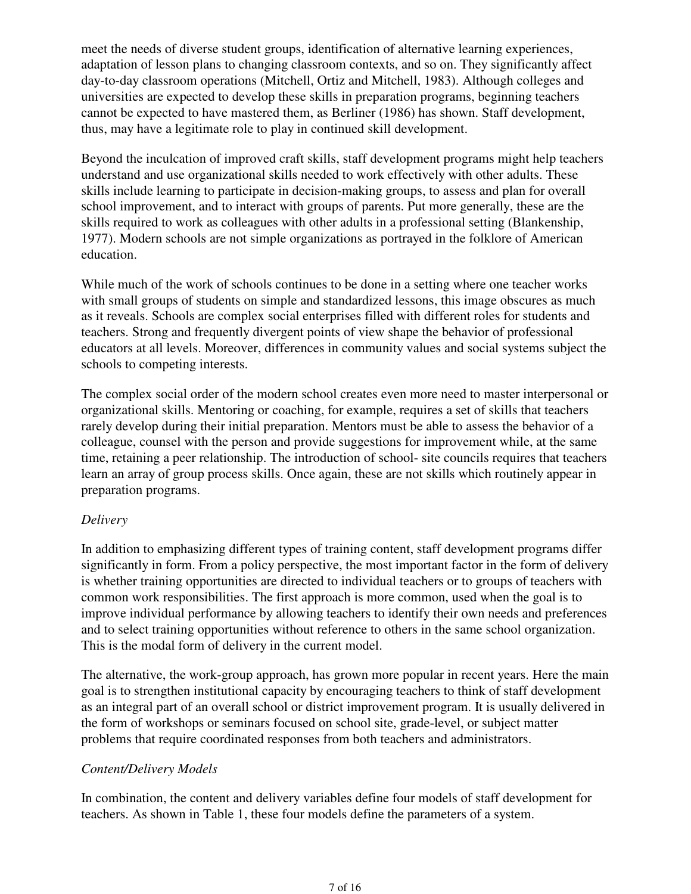meet the needs of diverse student groups, identification of alternative learning experiences, adaptation of lesson plans to changing classroom contexts, and so on. They significantly affect day-to-day classroom operations (Mitchell, Ortiz and Mitchell, 1983). Although colleges and universities are expected to develop these skills in preparation programs, beginning teachers cannot be expected to have mastered them, as Berliner (1986) has shown. Staff development, thus, may have a legitimate role to play in continued skill development.

Beyond the inculcation of improved craft skills, staff development programs might help teachers understand and use organizational skills needed to work effectively with other adults. These skills include learning to participate in decision-making groups, to assess and plan for overall school improvement, and to interact with groups of parents. Put more generally, these are the skills required to work as colleagues with other adults in a professional setting (Blankenship, 1977). Modern schools are not simple organizations as portrayed in the folklore of American education.

While much of the work of schools continues to be done in a setting where one teacher works with small groups of students on simple and standardized lessons, this image obscures as much as it reveals. Schools are complex social enterprises filled with different roles for students and teachers. Strong and frequently divergent points of view shape the behavior of professional educators at all levels. Moreover, differences in community values and social systems subject the schools to competing interests.

The complex social order of the modern school creates even more need to master interpersonal or organizational skills. Mentoring or coaching, for example, requires a set of skills that teachers rarely develop during their initial preparation. Mentors must be able to assess the behavior of a colleague, counsel with the person and provide suggestions for improvement while, at the same time, retaining a peer relationship. The introduction of school- site councils requires that teachers learn an array of group process skills. Once again, these are not skills which routinely appear in preparation programs.

*Delivery*

In addition to emphasizing different types of training content, staff development programs differ significantly in form. From a policy perspective, the most important factor in the form of delivery is whether training opportunities are directed to individual teachers or to groups of teachers with common work responsibilities. The first approach is more common, used when the goal is to improve individual performance by allowing teachers to identify their own needs and preferences and to select training opportunities without reference to others in the same school organization. This is the modal form of delivery in the current model.

The alternative, the work-group approach, has grown more popular in recent years. Here the main goal is to strengthen institutional capacity by encouraging teachers to think of staff development as an integral part of an overall school or district improvement program. It is usually delivered in the form of workshops or seminars focused on school site, grade-level, or subject matter problems that require coordinated responses from both teachers and administrators.

*Content/Delivery Models*

In combination, the content and delivery variables define four models of staff development for teachers. As shown in Table 1, these four models define the parameters of a system.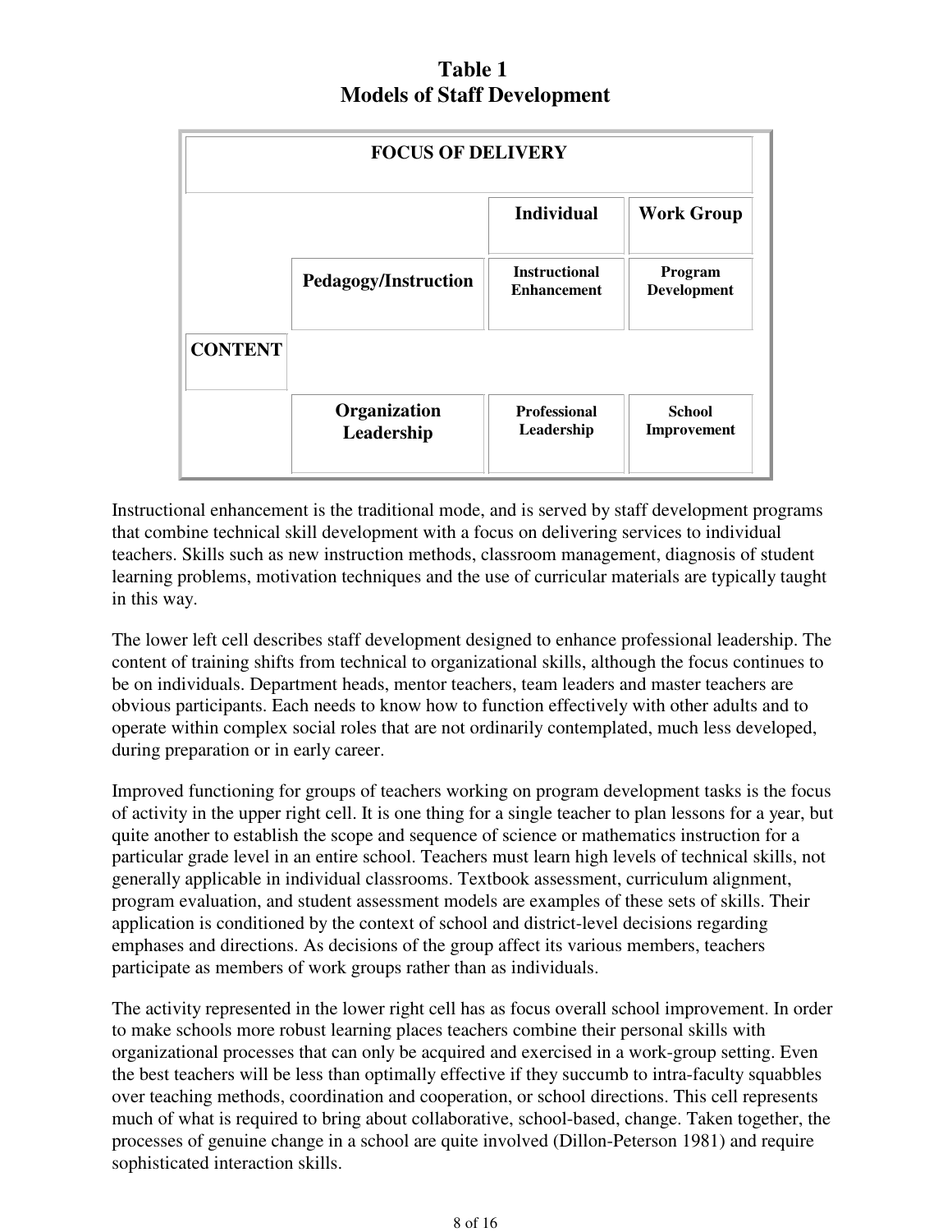**Table 1**
**Models of Staff Development**

| | | FOCUS OF DELIVERY | |
|---|---|---|---|
| | | **Individual** | **Work Group** |
| **CONTENT** | **Pedagogy/Instruction** | **Instructional Enhancement** | **Program Development** |
| | **Organization Leadership** | **Professional Leadership** | **School Improvement** |

Instructional enhancement is the traditional mode, and is served by staff development programs that combine technical skill development with a focus on delivering services to individual teachers. Skills such as new instruction methods, classroom management, diagnosis of student learning problems, motivation techniques and the use of curricular materials are typically taught in this way.

The lower left cell describes staff development designed to enhance professional leadership. The content of training shifts from technical to organizational skills, although the focus continues to be on individuals. Department heads, mentor teachers, team leaders and master teachers are obvious participants. Each needs to know how to function effectively with other adults and to operate within complex social roles that are not ordinarily contemplated, much less developed, during preparation or in early career.

Improved functioning for groups of teachers working on program development tasks is the focus of activity in the upper right cell. It is one thing for a single teacher to plan lessons for a year, but quite another to establish the scope and sequence of science or mathematics instruction for a particular grade level in an entire school. Teachers must learn high levels of technical skills, not generally applicable in individual classrooms. Textbook assessment, curriculum alignment, program evaluation, and student assessment models are examples of these sets of skills. Their application is conditioned by the context of school and district-level decisions regarding emphases and directions. As decisions of the group affect its various members, teachers participate as members of work groups rather than as individuals.

The activity represented in the lower right cell has as focus overall school improvement. In order to make schools more robust learning places teachers combine their personal skills with organizational processes that can only be acquired and exercised in a work-group setting. Even the best teachers will be less than optimally effective if they succumb to intra-faculty squabbles over teaching methods, coordination and cooperation, or school directions. This cell represents much of what is required to bring about collaborative, school-based, change. Taken together, the processes of genuine change in a school are quite involved (Dillon-Peterson 1981) and require sophisticated interaction skills.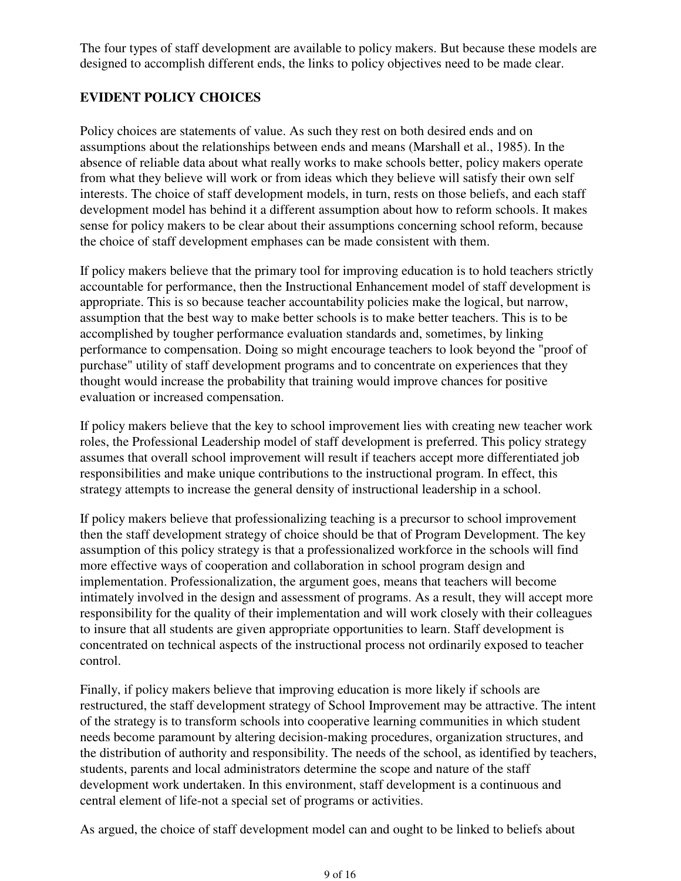The four types of staff development are available to policy makers. But because these models are designed to accomplish different ends, the links to policy objectives need to be made clear.

## EVIDENT POLICY CHOICES

Policy choices are statements of value. As such they rest on both desired ends and on assumptions about the relationships between ends and means (Marshall et al., 1985). In the absence of reliable data about what really works to make schools better, policy makers operate from what they believe will work or from ideas which they believe will satisfy their own self interests. The choice of staff development models, in turn, rests on those beliefs, and each staff development model has behind it a different assumption about how to reform schools. It makes sense for policy makers to be clear about their assumptions concerning school reform, because the choice of staff development emphases can be made consistent with them.

If policy makers believe that the primary tool for improving education is to hold teachers strictly accountable for performance, then the Instructional Enhancement model of staff development is appropriate. This is so because teacher accountability policies make the logical, but narrow, assumption that the best way to make better schools is to make better teachers. This is to be accomplished by tougher performance evaluation standards and, sometimes, by linking performance to compensation. Doing so might encourage teachers to look beyond the "proof of purchase" utility of staff development programs and to concentrate on experiences that they thought would increase the probability that training would improve chances for positive evaluation or increased compensation.

If policy makers believe that the key to school improvement lies with creating new teacher work roles, the Professional Leadership model of staff development is preferred. This policy strategy assumes that overall school improvement will result if teachers accept more differentiated job responsibilities and make unique contributions to the instructional program. In effect, this strategy attempts to increase the general density of instructional leadership in a school.

If policy makers believe that professionalizing teaching is a precursor to school improvement then the staff development strategy of choice should be that of Program Development. The key assumption of this policy strategy is that a professionalized workforce in the schools will find more effective ways of cooperation and collaboration in school program design and implementation. Professionalization, the argument goes, means that teachers will become intimately involved in the design and assessment of programs. As a result, they will accept more responsibility for the quality of their implementation and will work closely with their colleagues to insure that all students are given appropriate opportunities to learn. Staff development is concentrated on technical aspects of the instructional process not ordinarily exposed to teacher control.

Finally, if policy makers believe that improving education is more likely if schools are restructured, the staff development strategy of School Improvement may be attractive. The intent of the strategy is to transform schools into cooperative learning communities in which student needs become paramount by altering decision-making procedures, organization structures, and the distribution of authority and responsibility. The needs of the school, as identified by teachers, students, parents and local administrators determine the scope and nature of the staff development work undertaken. In this environment, staff development is a continuous and central element of life-not a special set of programs or activities.

As argued, the choice of staff development model can and ought to be linked to beliefs about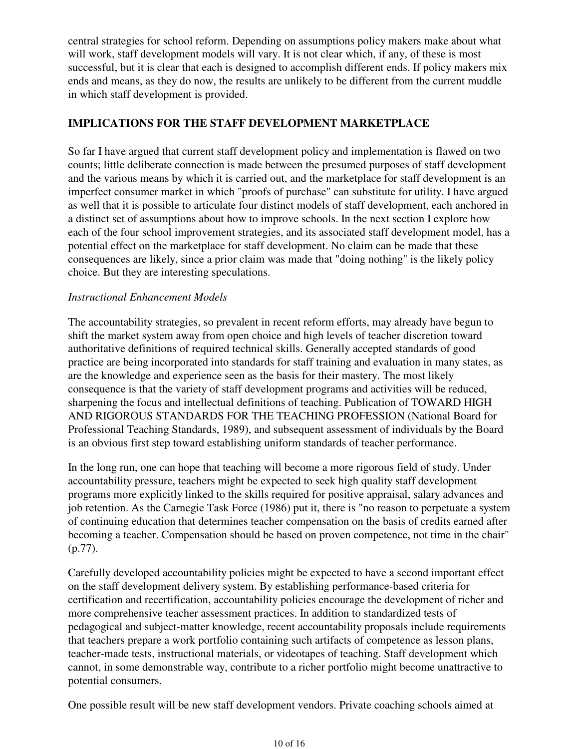central strategies for school reform. Depending on assumptions policy makers make about what will work, staff development models will vary. It is not clear which, if any, of these is most successful, but it is clear that each is designed to accomplish different ends. If policy makers mix ends and means, as they do now, the results are unlikely to be different from the current muddle in which staff development is provided.

## IMPLICATIONS FOR THE STAFF DEVELOPMENT MARKETPLACE

So far I have argued that current staff development policy and implementation is flawed on two counts; little deliberate connection is made between the presumed purposes of staff development and the various means by which it is carried out, and the marketplace for staff development is an imperfect consumer market in which "proofs of purchase" can substitute for utility. I have argued as well that it is possible to articulate four distinct models of staff development, each anchored in a distinct set of assumptions about how to improve schools. In the next section I explore how each of the four school improvement strategies, and its associated staff development model, has a potential effect on the marketplace for staff development. No claim can be made that these consequences are likely, since a prior claim was made that "doing nothing" is the likely policy choice. But they are interesting speculations.

*Instructional Enhancement Models*

The accountability strategies, so prevalent in recent reform efforts, may already have begun to shift the market system away from open choice and high levels of teacher discretion toward authoritative definitions of required technical skills. Generally accepted standards of good practice are being incorporated into standards for staff training and evaluation in many states, as are the knowledge and experience seen as the basis for their mastery. The most likely consequence is that the variety of staff development programs and activities will be reduced, sharpening the focus and intellectual definitions of teaching. Publication of TOWARD HIGH AND RIGOROUS STANDARDS FOR THE TEACHING PROFESSION (National Board for Professional Teaching Standards, 1989), and subsequent assessment of individuals by the Board is an obvious first step toward establishing uniform standards of teacher performance.

In the long run, one can hope that teaching will become a more rigorous field of study. Under accountability pressure, teachers might be expected to seek high quality staff development programs more explicitly linked to the skills required for positive appraisal, salary advances and job retention. As the Carnegie Task Force (1986) put it, there is "no reason to perpetuate a system of continuing education that determines teacher compensation on the basis of credits earned after becoming a teacher. Compensation should be based on proven competence, not time in the chair" (p.77).

Carefully developed accountability policies might be expected to have a second important effect on the staff development delivery system. By establishing performance-based criteria for certification and recertification, accountability policies encourage the development of richer and more comprehensive teacher assessment practices. In addition to standardized tests of pedagogical and subject-matter knowledge, recent accountability proposals include requirements that teachers prepare a work portfolio containing such artifacts of competence as lesson plans, teacher-made tests, instructional materials, or videotapes of teaching. Staff development which cannot, in some demonstrable way, contribute to a richer portfolio might become unattractive to potential consumers.

One possible result will be new staff development vendors. Private coaching schools aimed at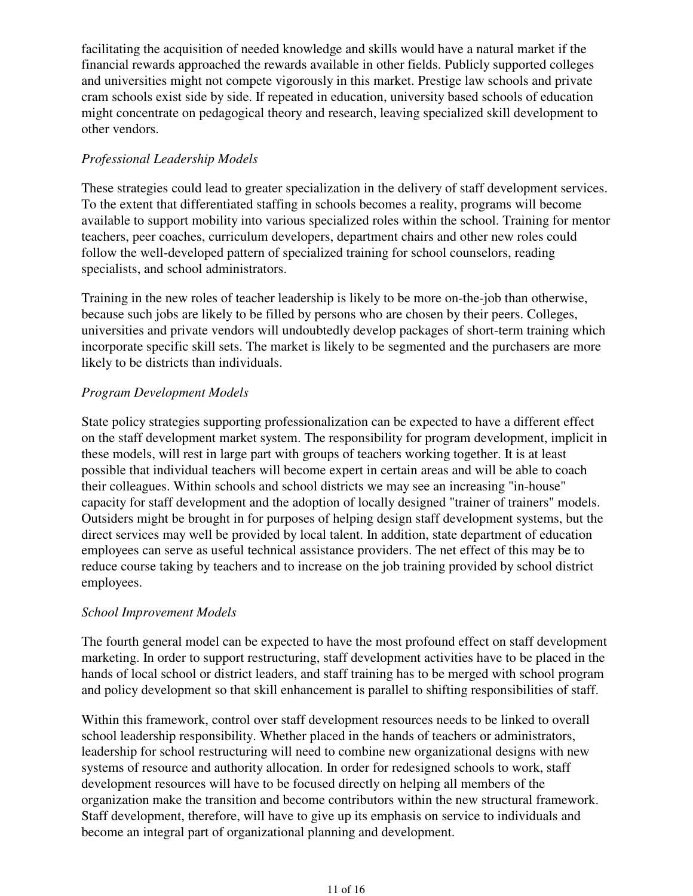facilitating the acquisition of needed knowledge and skills would have a natural market if the financial rewards approached the rewards available in other fields. Publicly supported colleges and universities might not compete vigorously in this market. Prestige law schools and private cram schools exist side by side. If repeated in education, university based schools of education might concentrate on pedagogical theory and research, leaving specialized skill development to other vendors.

*Professional Leadership Models*

These strategies could lead to greater specialization in the delivery of staff development services. To the extent that differentiated staffing in schools becomes a reality, programs will become available to support mobility into various specialized roles within the school. Training for mentor teachers, peer coaches, curriculum developers, department chairs and other new roles could follow the well-developed pattern of specialized training for school counselors, reading specialists, and school administrators.

Training in the new roles of teacher leadership is likely to be more on-the-job than otherwise, because such jobs are likely to be filled by persons who are chosen by their peers. Colleges, universities and private vendors will undoubtedly develop packages of short-term training which incorporate specific skill sets. The market is likely to be segmented and the purchasers are more likely to be districts than individuals.

*Program Development Models*

State policy strategies supporting professionalization can be expected to have a different effect on the staff development market system. The responsibility for program development, implicit in these models, will rest in large part with groups of teachers working together. It is at least possible that individual teachers will become expert in certain areas and will be able to coach their colleagues. Within schools and school districts we may see an increasing "in-house" capacity for staff development and the adoption of locally designed "trainer of trainers" models. Outsiders might be brought in for purposes of helping design staff development systems, but the direct services may well be provided by local talent. In addition, state department of education employees can serve as useful technical assistance providers. The net effect of this may be to reduce course taking by teachers and to increase on the job training provided by school district employees.

*School Improvement Models*

The fourth general model can be expected to have the most profound effect on staff development marketing. In order to support restructuring, staff development activities have to be placed in the hands of local school or district leaders, and staff training has to be merged with school program and policy development so that skill enhancement is parallel to shifting responsibilities of staff.

Within this framework, control over staff development resources needs to be linked to overall school leadership responsibility. Whether placed in the hands of teachers or administrators, leadership for school restructuring will need to combine new organizational designs with new systems of resource and authority allocation. In order for redesigned schools to work, staff development resources will have to be focused directly on helping all members of the organization make the transition and become contributors within the new structural framework. Staff development, therefore, will have to give up its emphasis on service to individuals and become an integral part of organizational planning and development.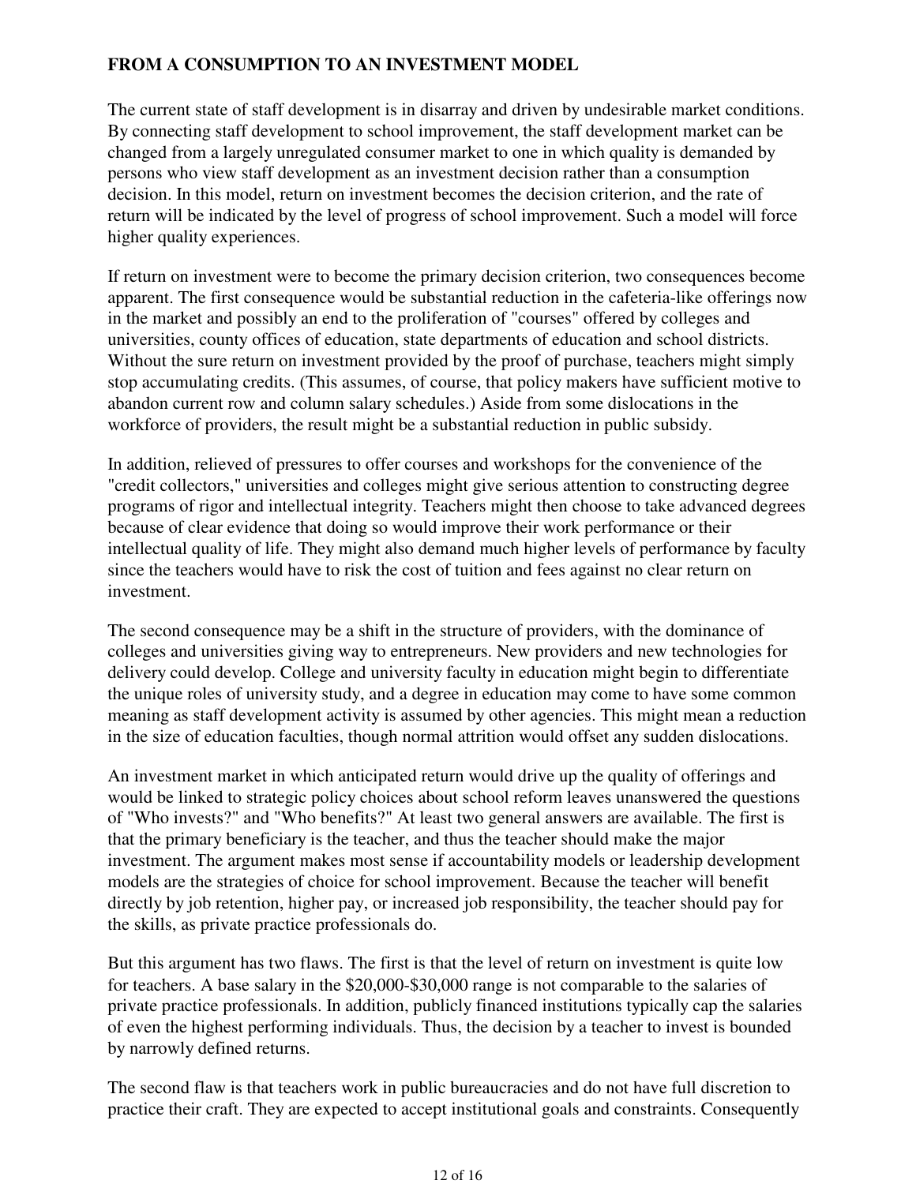## FROM A CONSUMPTION TO AN INVESTMENT MODEL

The current state of staff development is in disarray and driven by undesirable market conditions. By connecting staff development to school improvement, the staff development market can be changed from a largely unregulated consumer market to one in which quality is demanded by persons who view staff development as an investment decision rather than a consumption decision. In this model, return on investment becomes the decision criterion, and the rate of return will be indicated by the level of progress of school improvement. Such a model will force higher quality experiences.

If return on investment were to become the primary decision criterion, two consequences become apparent. The first consequence would be substantial reduction in the cafeteria-like offerings now in the market and possibly an end to the proliferation of "courses" offered by colleges and universities, county offices of education, state departments of education and school districts. Without the sure return on investment provided by the proof of purchase, teachers might simply stop accumulating credits. (This assumes, of course, that policy makers have sufficient motive to abandon current row and column salary schedules.) Aside from some dislocations in the workforce of providers, the result might be a substantial reduction in public subsidy.

In addition, relieved of pressures to offer courses and workshops for the convenience of the "credit collectors," universities and colleges might give serious attention to constructing degree programs of rigor and intellectual integrity. Teachers might then choose to take advanced degrees because of clear evidence that doing so would improve their work performance or their intellectual quality of life. They might also demand much higher levels of performance by faculty since the teachers would have to risk the cost of tuition and fees against no clear return on investment.

The second consequence may be a shift in the structure of providers, with the dominance of colleges and universities giving way to entrepreneurs. New providers and new technologies for delivery could develop. College and university faculty in education might begin to differentiate the unique roles of university study, and a degree in education may come to have some common meaning as staff development activity is assumed by other agencies. This might mean a reduction in the size of education faculties, though normal attrition would offset any sudden dislocations.

An investment market in which anticipated return would drive up the quality of offerings and would be linked to strategic policy choices about school reform leaves unanswered the questions of "Who invests?" and "Who benefits?" At least two general answers are available. The first is that the primary beneficiary is the teacher, and thus the teacher should make the major investment. The argument makes most sense if accountability models or leadership development models are the strategies of choice for school improvement. Because the teacher will benefit directly by job retention, higher pay, or increased job responsibility, the teacher should pay for the skills, as private practice professionals do.

But this argument has two flaws. The first is that the level of return on investment is quite low for teachers. A base salary in the $20,000-$30,000 range is not comparable to the salaries of private practice professionals. In addition, publicly financed institutions typically cap the salaries of even the highest performing individuals. Thus, the decision by a teacher to invest is bounded by narrowly defined returns.

The second flaw is that teachers work in public bureaucracies and do not have full discretion to practice their craft. They are expected to accept institutional goals and constraints. Consequently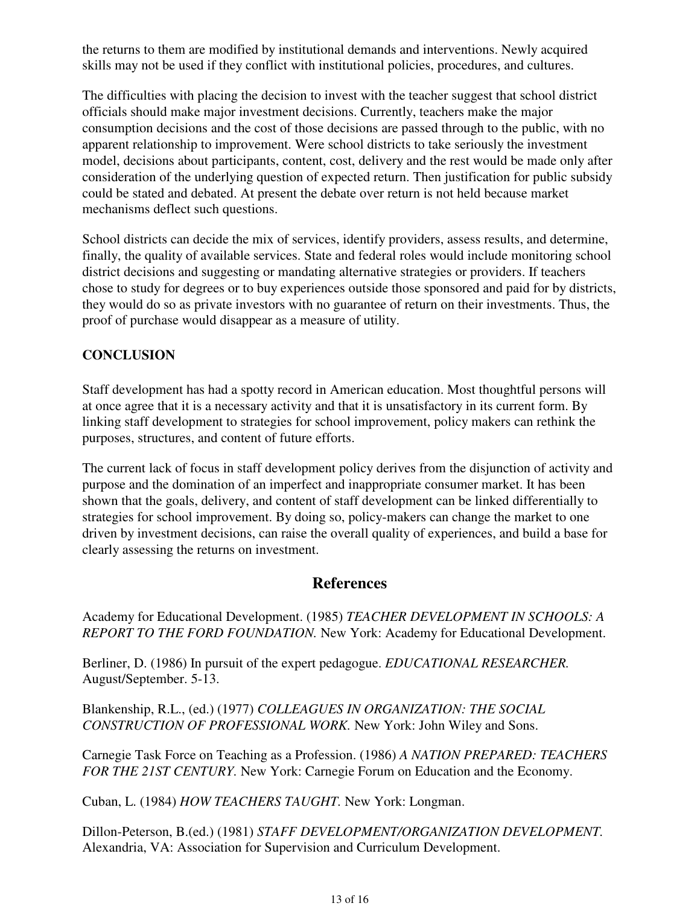the returns to them are modified by institutional demands and interventions. Newly acquired skills may not be used if they conflict with institutional policies, procedures, and cultures.

The difficulties with placing the decision to invest with the teacher suggest that school district officials should make major investment decisions. Currently, teachers make the major consumption decisions and the cost of those decisions are passed through to the public, with no apparent relationship to improvement. Were school districts to take seriously the investment model, decisions about participants, content, cost, delivery and the rest would be made only after consideration of the underlying question of expected return. Then justification for public subsidy could be stated and debated. At present the debate over return is not held because market mechanisms deflect such questions.

School districts can decide the mix of services, identify providers, assess results, and determine, finally, the quality of available services. State and federal roles would include monitoring school district decisions and suggesting or mandating alternative strategies or providers. If teachers chose to study for degrees or to buy experiences outside those sponsored and paid for by districts, they would do so as private investors with no guarantee of return on their investments. Thus, the proof of purchase would disappear as a measure of utility.

**CONCLUSION**

Staff development has had a spotty record in American education. Most thoughtful persons will at once agree that it is a necessary activity and that it is unsatisfactory in its current form. By linking staff development to strategies for school improvement, policy makers can rethink the purposes, structures, and content of future efforts.

The current lack of focus in staff development policy derives from the disjunction of activity and purpose and the domination of an imperfect and inappropriate consumer market. It has been shown that the goals, delivery, and content of staff development can be linked differentially to strategies for school improvement. By doing so, policy-makers can change the market to one driven by investment decisions, can raise the overall quality of experiences, and build a base for clearly assessing the returns on investment.

## References

Academy for Educational Development. (1985) *TEACHER DEVELOPMENT IN SCHOOLS: A REPORT TO THE FORD FOUNDATION.* New York: Academy for Educational Development.

Berliner, D. (1986) In pursuit of the expert pedagogue. *EDUCATIONAL RESEARCHER.* August/September. 5-13.

Blankenship, R.L., (ed.) (1977) *COLLEAGUES IN ORGANIZATION: THE SOCIAL CONSTRUCTION OF PROFESSIONAL WORK.* New York: John Wiley and Sons.

Carnegie Task Force on Teaching as a Profession. (1986) *A NATION PREPARED: TEACHERS FOR THE 21ST CENTURY*. New York: Carnegie Forum on Education and the Economy.

Cuban, L. (1984) *HOW TEACHERS TAUGHT.* New York: Longman.

Dillon-Peterson, B.(ed.) (1981) *STAFF DEVELOPMENT/ORGANIZATION DEVELOPMENT.* Alexandria, VA: Association for Supervision and Curriculum Development.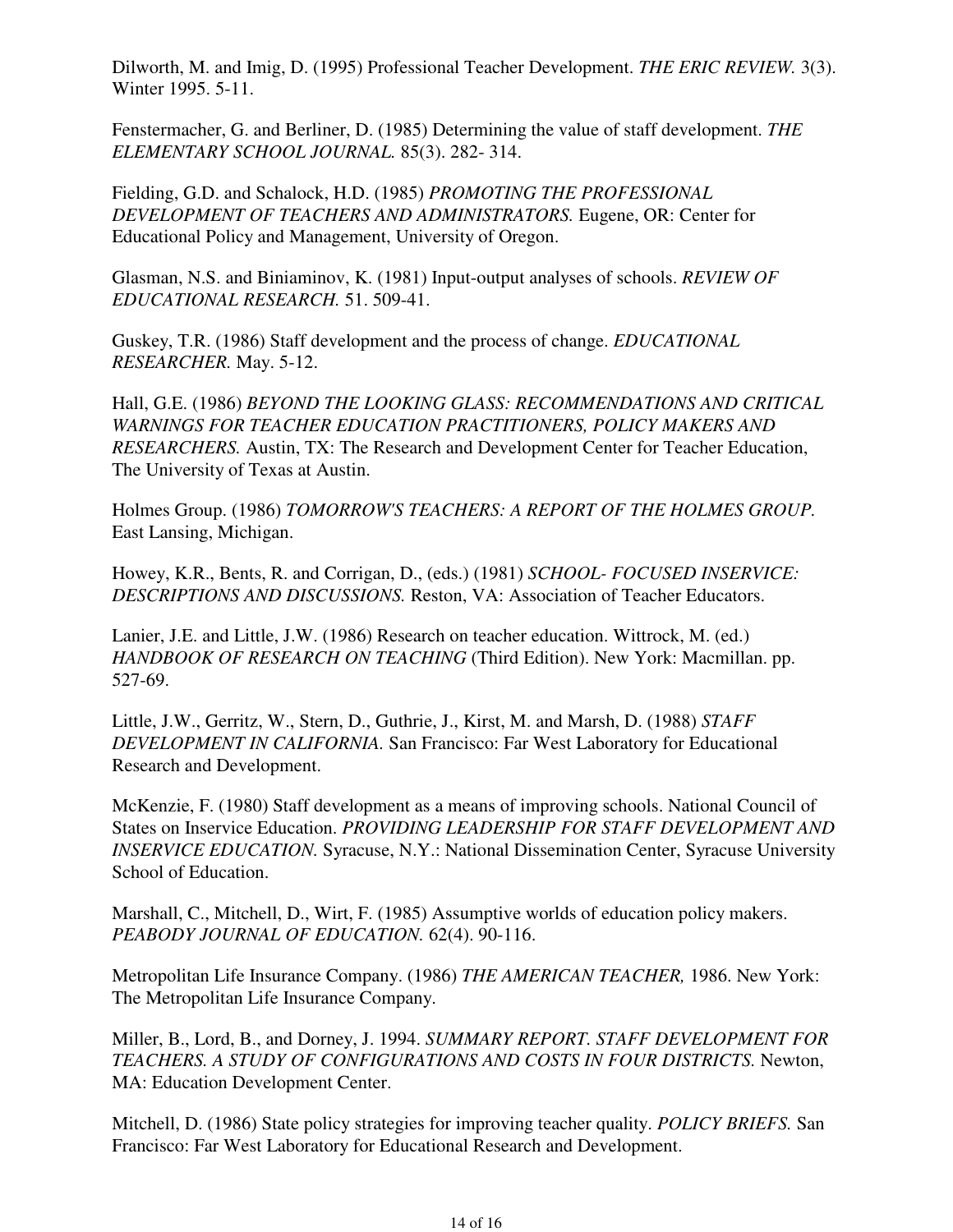Dilworth, M. and Imig, D. (1995) Professional Teacher Development. *THE ERIC REVIEW.* 3(3). Winter 1995. 5-11.

Fenstermacher, G. and Berliner, D. (1985) Determining the value of staff development. *THE ELEMENTARY SCHOOL JOURNAL.* 85(3). 282- 314.

Fielding, G.D. and Schalock, H.D. (1985) *PROMOTING THE PROFESSIONAL DEVELOPMENT OF TEACHERS AND ADMINISTRATORS.* Eugene, OR: Center for Educational Policy and Management, University of Oregon.

Glasman, N.S. and Biniaminov, K. (1981) Input-output analyses of schools. *REVIEW OF EDUCATIONAL RESEARCH.* 51. 509-41.

Guskey, T.R. (1986) Staff development and the process of change. *EDUCATIONAL RESEARCHER.* May. 5-12.

Hall, G.E. (1986) *BEYOND THE LOOKING GLASS: RECOMMENDATIONS AND CRITICAL WARNINGS FOR TEACHER EDUCATION PRACTITIONERS, POLICY MAKERS AND RESEARCHERS.* Austin, TX: The Research and Development Center for Teacher Education, The University of Texas at Austin.

Holmes Group. (1986) *TOMORROW'S TEACHERS: A REPORT OF THE HOLMES GROUP.* East Lansing, Michigan.

Howey, K.R., Bents, R. and Corrigan, D., (eds.) (1981) *SCHOOL- FOCUSED INSERVICE: DESCRIPTIONS AND DISCUSSIONS.* Reston, VA: Association of Teacher Educators.

Lanier, J.E. and Little, J.W. (1986) Research on teacher education. Wittrock, M. (ed.) *HANDBOOK OF RESEARCH ON TEACHING* (Third Edition). New York: Macmillan. pp. 527-69.

Little, J.W., Gerritz, W., Stern, D., Guthrie, J., Kirst, M. and Marsh, D. (1988) *STAFF DEVELOPMENT IN CALIFORNIA.* San Francisco: Far West Laboratory for Educational Research and Development.

McKenzie, F. (1980) Staff development as a means of improving schools. National Council of States on Inservice Education. *PROVIDING LEADERSHIP FOR STAFF DEVELOPMENT AND INSERVICE EDUCATION.* Syracuse, N.Y.: National Dissemination Center, Syracuse University School of Education.

Marshall, C., Mitchell, D., Wirt, F. (1985) Assumptive worlds of education policy makers. *PEABODY JOURNAL OF EDUCATION.* 62(4). 90-116.

Metropolitan Life Insurance Company. (1986) *THE AMERICAN TEACHER,* 1986. New York: The Metropolitan Life Insurance Company.

Miller, B., Lord, B., and Dorney, J. 1994. *SUMMARY REPORT. STAFF DEVELOPMENT FOR TEACHERS. A STUDY OF CONFIGURATIONS AND COSTS IN FOUR DISTRICTS.* Newton, MA: Education Development Center.

Mitchell, D. (1986) State policy strategies for improving teacher quality. *POLICY BRIEFS.* San Francisco: Far West Laboratory for Educational Research and Development.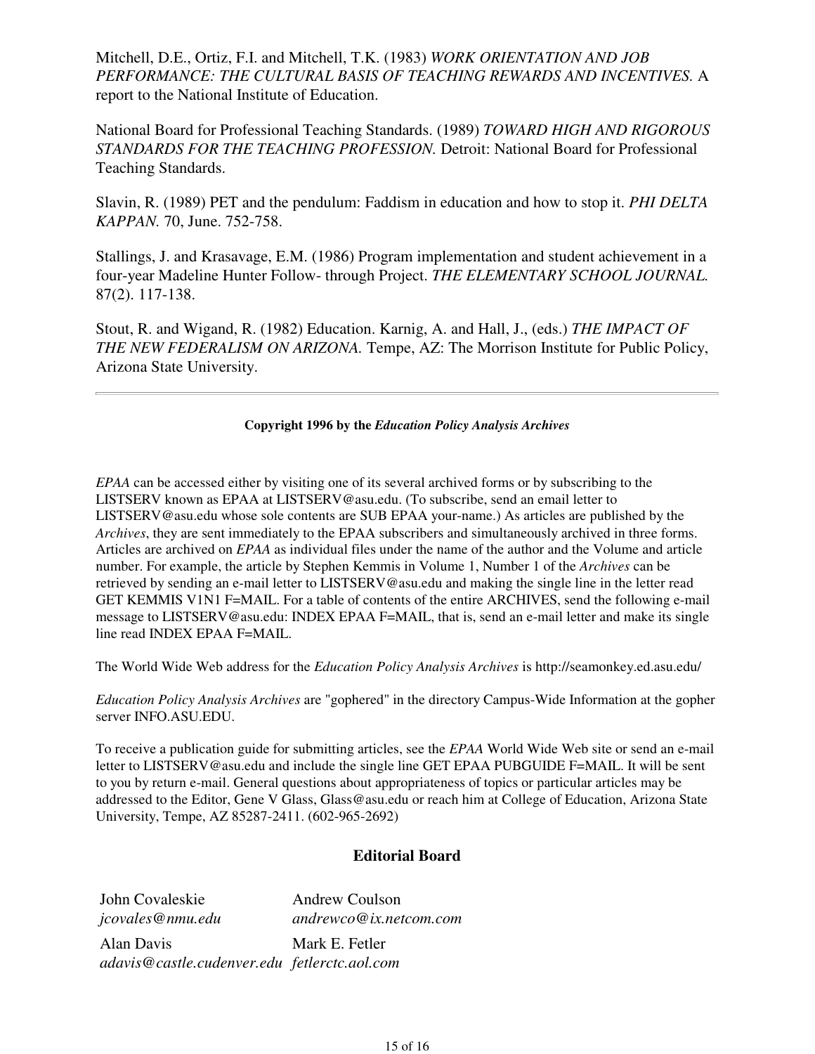Mitchell, D.E., Ortiz, F.I. and Mitchell, T.K. (1983) *WORK ORIENTATION AND JOB PERFORMANCE: THE CULTURAL BASIS OF TEACHING REWARDS AND INCENTIVES.* A report to the National Institute of Education.

National Board for Professional Teaching Standards. (1989) *TOWARD HIGH AND RIGOROUS STANDARDS FOR THE TEACHING PROFESSION.* Detroit: National Board for Professional Teaching Standards.

Slavin, R. (1989) PET and the pendulum: Faddism in education and how to stop it. *PHI DELTA KAPPAN.* 70, June. 752-758.

Stallings, J. and Krasavage, E.M. (1986) Program implementation and student achievement in a four-year Madeline Hunter Follow- through Project. *THE ELEMENTARY SCHOOL JOURNAL.* 87(2). 117-138.

Stout, R. and Wigand, R. (1982) Education. Karnig, A. and Hall, J., (eds.) *THE IMPACT OF THE NEW FEDERALISM ON ARIZONA.* Tempe, AZ: The Morrison Institute for Public Policy, Arizona State University.

---

**Copyright 1996 by the *Education Policy Analysis Archives***

*EPAA* can be accessed either by visiting one of its several archived forms or by subscribing to the LISTSERV known as EPAA at LISTSERV@asu.edu. (To subscribe, send an email letter to LISTSERV@asu.edu whose sole contents are SUB EPAA your-name.) As articles are published by the *Archives*, they are sent immediately to the EPAA subscribers and simultaneously archived in three forms. Articles are archived on *EPAA* as individual files under the name of the author and the Volume and article number. For example, the article by Stephen Kemmis in Volume 1, Number 1 of the *Archives* can be retrieved by sending an e-mail letter to LISTSERV@asu.edu and making the single line in the letter read GET KEMMIS V1N1 F=MAIL. For a table of contents of the entire ARCHIVES, send the following e-mail message to LISTSERV@asu.edu: INDEX EPAA F=MAIL, that is, send an e-mail letter and make its single line read INDEX EPAA F=MAIL.

The World Wide Web address for the *Education Policy Analysis Archives* is http://seamonkey.ed.asu.edu/

*Education Policy Analysis Archives* are "gophered" in the directory Campus-Wide Information at the gopher server INFO.ASU.EDU.

To receive a publication guide for submitting articles, see the *EPAA* World Wide Web site or send an e-mail letter to LISTSERV@asu.edu and include the single line GET EPAA PUBGUIDE F=MAIL. It will be sent to you by return e-mail. General questions about appropriateness of topics or particular articles may be addressed to the Editor, Gene V Glass, Glass@asu.edu or reach him at College of Education, Arizona State University, Tempe, AZ 85287-2411. (602-965-2692)

## Editorial Board

| | |
|---|---|
| John Covaleskie<br>*jcovales@nmu.edu* | Andrew Coulson<br>*andrewco@ix.netcom.com* |
| Alan Davis<br>*adavis@castle.cudenver.edu* | Mark E. Fetler<br>*fetlerctc.aol.com* |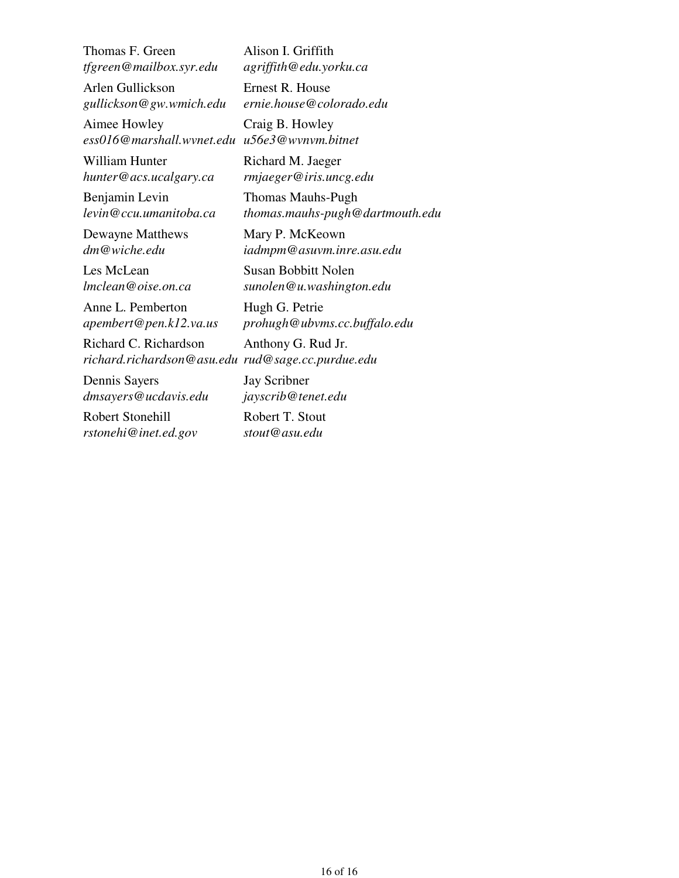Thomas F. Green
*tfgreen@mailbox.syr.edu*

Alison I. Griffith
*agriffith@edu.yorku.ca*

Arlen Gullickson
*gullickson@gw.wmich.edu*

Ernest R. House
*ernie.house@colorado.edu*

Aimee Howley
*ess016@marshall.wvnet.edu*

Craig B. Howley
*u56e3@wvnvm.bitnet*

William Hunter
*hunter@acs.ucalgary.ca*

Richard M. Jaeger
*rmjaeger@iris.uncg.edu*

Benjamin Levin
*levin@ccu.umanitoba.ca*

Thomas Mauhs-Pugh
*thomas.mauhs-pugh@dartmouth.edu*

Dewayne Matthews
*dm@wiche.edu*

Mary P. McKeown
*iadmpm@asuvm.inre.asu.edu*

Les McLean
*lmclean@oise.on.ca*

Susan Bobbitt Nolen
*sunolen@u.washington.edu*

Anne L. Pemberton
*apembert@pen.k12.va.us*

Hugh G. Petrie
*prohugh@ubvms.cc.buffalo.edu*

Richard C. Richardson
*richard.richardson@asu.edu*

Anthony G. Rud Jr.
*rud@sage.cc.purdue.edu*

Dennis Sayers
*dmsayers@ucdavis.edu*

Jay Scribner
*jayscrib@tenet.edu*

Robert Stonehill
*rstonehi@inet.ed.gov*

Robert T. Stout
*stout@asu.edu*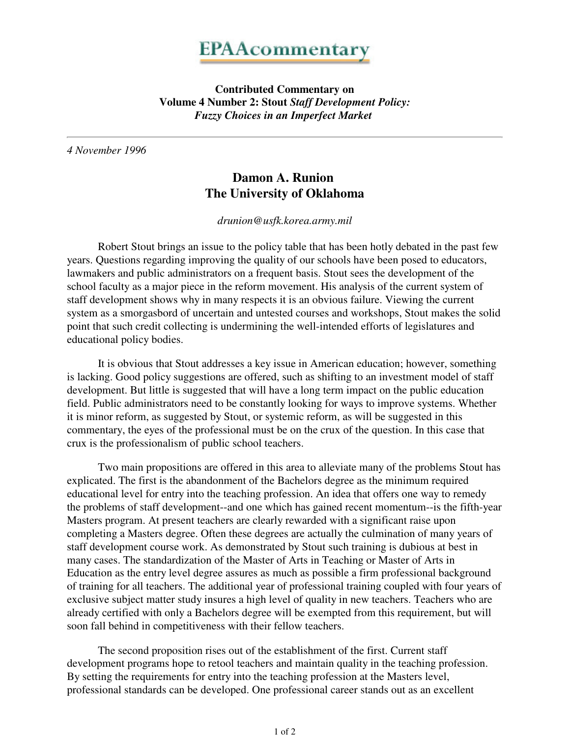# EPAAcommentary

**Contributed Commentary on**
**Volume 4 Number 2: Stout *Staff Development Policy: Fuzzy Choices in an Imperfect Market***

---

*4 November 1996*

## Damon A. Runion
## The University of Oklahoma

*drunion@usfk.korea.army.mil*

Robert Stout brings an issue to the policy table that has been hotly debated in the past few years. Questions regarding improving the quality of our schools have been posed to educators, lawmakers and public administrators on a frequent basis. Stout sees the development of the school faculty as a major piece in the reform movement. His analysis of the current system of staff development shows why in many respects it is an obvious failure. Viewing the current system as a smorgasbord of uncertain and untested courses and workshops, Stout makes the solid point that such credit collecting is undermining the well-intended efforts of legislatures and educational policy bodies.

It is obvious that Stout addresses a key issue in American education; however, something is lacking. Good policy suggestions are offered, such as shifting to an investment model of staff development. But little is suggested that will have a long term impact on the public education field. Public administrators need to be constantly looking for ways to improve systems. Whether it is minor reform, as suggested by Stout, or systemic reform, as will be suggested in this commentary, the eyes of the professional must be on the crux of the question. In this case that crux is the professionalism of public school teachers.

Two main propositions are offered in this area to alleviate many of the problems Stout has explicated. The first is the abandonment of the Bachelors degree as the minimum required educational level for entry into the teaching profession. An idea that offers one way to remedy the problems of staff development--and one which has gained recent momentum--is the fifth-year Masters program. At present teachers are clearly rewarded with a significant raise upon completing a Masters degree. Often these degrees are actually the culmination of many years of staff development course work. As demonstrated by Stout such training is dubious at best in many cases. The standardization of the Master of Arts in Teaching or Master of Arts in Education as the entry level degree assures as much as possible a firm professional background of training for all teachers. The additional year of professional training coupled with four years of exclusive subject matter study insures a high level of quality in new teachers. Teachers who are already certified with only a Bachelors degree will be exempted from this requirement, but will soon fall behind in competitiveness with their fellow teachers.

The second proposition rises out of the establishment of the first. Current staff development programs hope to retool teachers and maintain quality in the teaching profession. By setting the requirements for entry into the teaching profession at the Masters level, professional standards can be developed. One professional career stands out as an excellent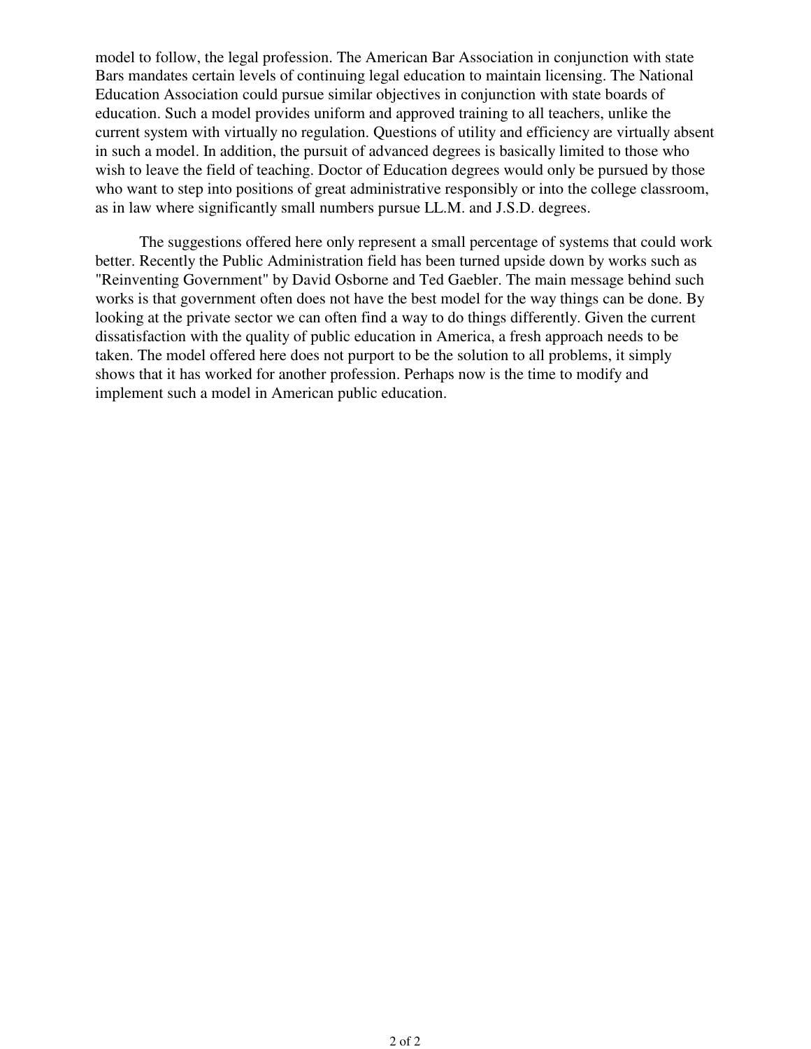model to follow, the legal profession. The American Bar Association in conjunction with state Bars mandates certain levels of continuing legal education to maintain licensing. The National Education Association could pursue similar objectives in conjunction with state boards of education. Such a model provides uniform and approved training to all teachers, unlike the current system with virtually no regulation. Questions of utility and efficiency are virtually absent in such a model. In addition, the pursuit of advanced degrees is basically limited to those who wish to leave the field of teaching. Doctor of Education degrees would only be pursued by those who want to step into positions of great administrative responsibly or into the college classroom, as in law where significantly small numbers pursue LL.M. and J.S.D. degrees.

The suggestions offered here only represent a small percentage of systems that could work better. Recently the Public Administration field has been turned upside down by works such as "Reinventing Government" by David Osborne and Ted Gaebler. The main message behind such works is that government often does not have the best model for the way things can be done. By looking at the private sector we can often find a way to do things differently. Given the current dissatisfaction with the quality of public education in America, a fresh approach needs to be taken. The model offered here does not purport to be the solution to all problems, it simply shows that it has worked for another profession. Perhaps now is the time to modify and implement such a model in American public education.